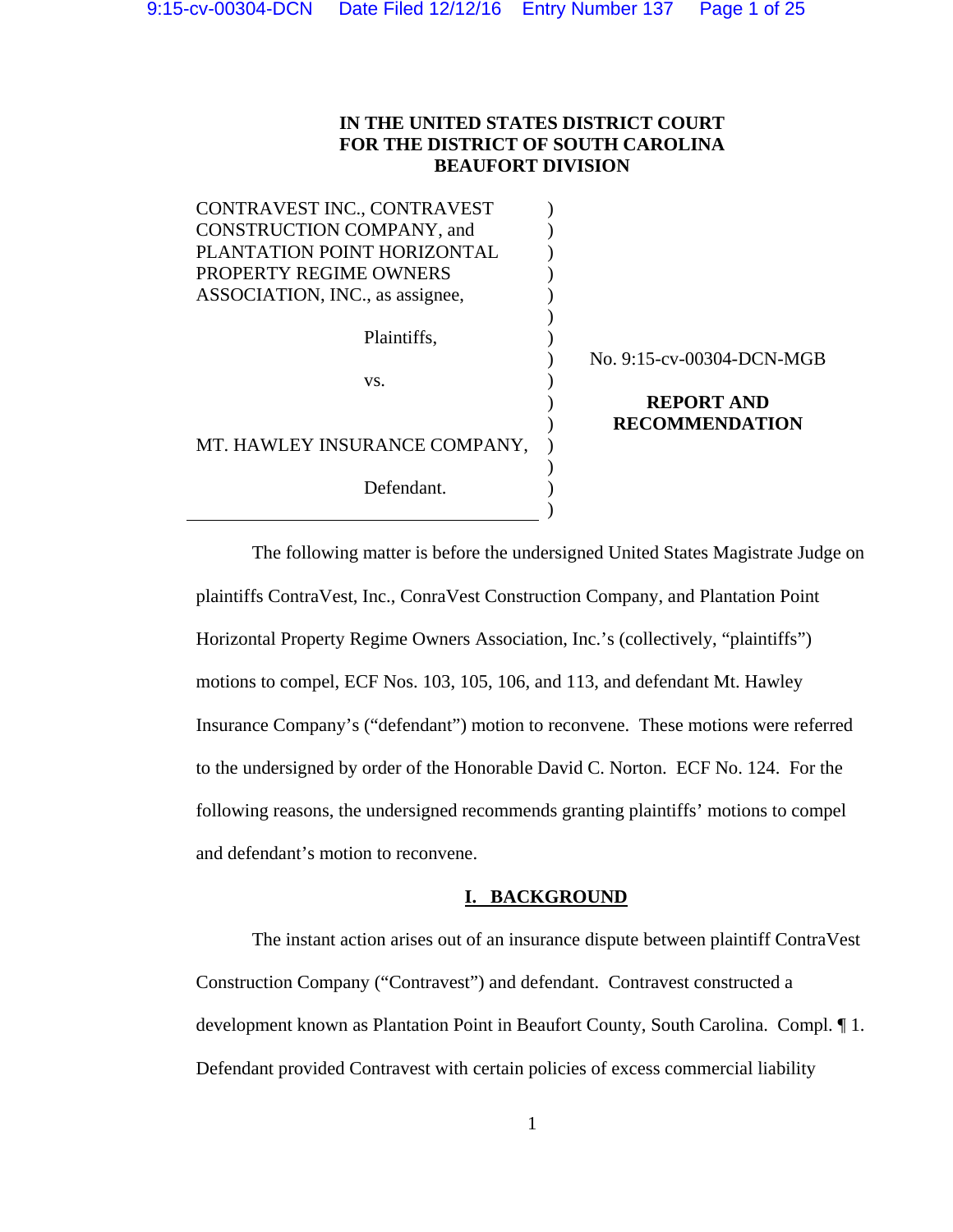**IN THE UNITED STATES DISTRICT COURT**
**FOR THE DISTRICT OF SOUTH CAROLINA**
**BEAUFORT DIVISION**

CONTRAVEST INC., CONTRAVEST CONSTRUCTION COMPANY, and PLANTATION POINT HORIZONTAL PROPERTY REGIME OWNERS ASSOCIATION, INC., as assignee,

Plaintiffs,

vs.

MT. HAWLEY INSURANCE COMPANY,

Defendant.

No. 9:15-cv-00304-DCN-MGB

**REPORT AND RECOMMENDATION**

The following matter is before the undersigned United States Magistrate Judge on plaintiffs ContraVest, Inc., ConraVest Construction Company, and Plantation Point Horizontal Property Regime Owners Association, Inc.'s (collectively, "plaintiffs") motions to compel, ECF Nos. 103, 105, 106, and 113, and defendant Mt. Hawley Insurance Company's ("defendant") motion to reconvene. These motions were referred to the undersigned by order of the Honorable David C. Norton. ECF No. 124. For the following reasons, the undersigned recommends granting plaintiffs' motions to compel and defendant's motion to reconvene.

## I. BACKGROUND

The instant action arises out of an insurance dispute between plaintiff ContraVest Construction Company ("Contravest") and defendant. Contravest constructed a development known as Plantation Point in Beaufort County, South Carolina. Compl. ¶ 1. Defendant provided Contravest with certain policies of excess commercial liability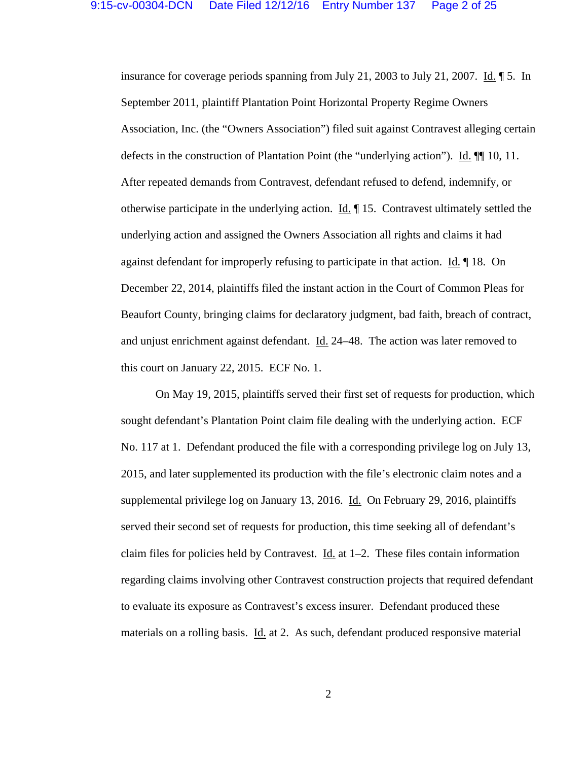insurance for coverage periods spanning from July 21, 2003 to July 21, 2007. Id. ¶ 5. In September 2011, plaintiff Plantation Point Horizontal Property Regime Owners Association, Inc. (the "Owners Association") filed suit against Contravest alleging certain defects in the construction of Plantation Point (the "underlying action"). Id. ¶¶ 10, 11. After repeated demands from Contravest, defendant refused to defend, indemnify, or otherwise participate in the underlying action. Id. ¶ 15. Contravest ultimately settled the underlying action and assigned the Owners Association all rights and claims it had against defendant for improperly refusing to participate in that action. Id. ¶ 18. On December 22, 2014, plaintiffs filed the instant action in the Court of Common Pleas for Beaufort County, bringing claims for declaratory judgment, bad faith, breach of contract, and unjust enrichment against defendant. Id. 24–48. The action was later removed to this court on January 22, 2015. ECF No. 1.

On May 19, 2015, plaintiffs served their first set of requests for production, which sought defendant's Plantation Point claim file dealing with the underlying action. ECF No. 117 at 1. Defendant produced the file with a corresponding privilege log on July 13, 2015, and later supplemented its production with the file's electronic claim notes and a supplemental privilege log on January 13, 2016. Id. On February 29, 2016, plaintiffs served their second set of requests for production, this time seeking all of defendant's claim files for policies held by Contravest. Id. at 1–2. These files contain information regarding claims involving other Contravest construction projects that required defendant to evaluate its exposure as Contravest's excess insurer. Defendant produced these materials on a rolling basis. Id. at 2. As such, defendant produced responsive material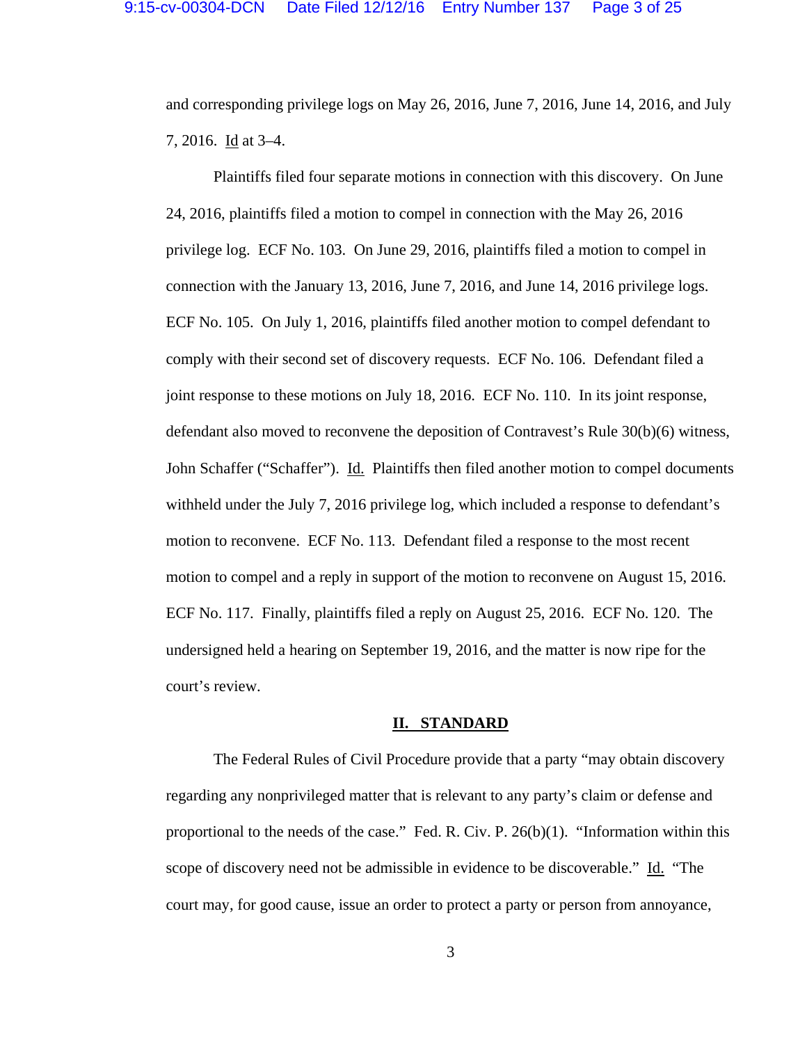and corresponding privilege logs on May 26, 2016, June 7, 2016, June 14, 2016, and July 7, 2016. Id at 3–4.

Plaintiffs filed four separate motions in connection with this discovery. On June 24, 2016, plaintiffs filed a motion to compel in connection with the May 26, 2016 privilege log. ECF No. 103. On June 29, 2016, plaintiffs filed a motion to compel in connection with the January 13, 2016, June 7, 2016, and June 14, 2016 privilege logs. ECF No. 105. On July 1, 2016, plaintiffs filed another motion to compel defendant to comply with their second set of discovery requests. ECF No. 106. Defendant filed a joint response to these motions on July 18, 2016. ECF No. 110. In its joint response, defendant also moved to reconvene the deposition of Contravest's Rule 30(b)(6) witness, John Schaffer ("Schaffer"). Id. Plaintiffs then filed another motion to compel documents withheld under the July 7, 2016 privilege log, which included a response to defendant's motion to reconvene. ECF No. 113. Defendant filed a response to the most recent motion to compel and a reply in support of the motion to reconvene on August 15, 2016. ECF No. 117. Finally, plaintiffs filed a reply on August 25, 2016. ECF No. 120. The undersigned held a hearing on September 19, 2016, and the matter is now ripe for the court's review.

## II. STANDARD

The Federal Rules of Civil Procedure provide that a party "may obtain discovery regarding any nonprivileged matter that is relevant to any party's claim or defense and proportional to the needs of the case." Fed. R. Civ. P. 26(b)(1). "Information within this scope of discovery need not be admissible in evidence to be discoverable." Id. "The court may, for good cause, issue an order to protect a party or person from annoyance,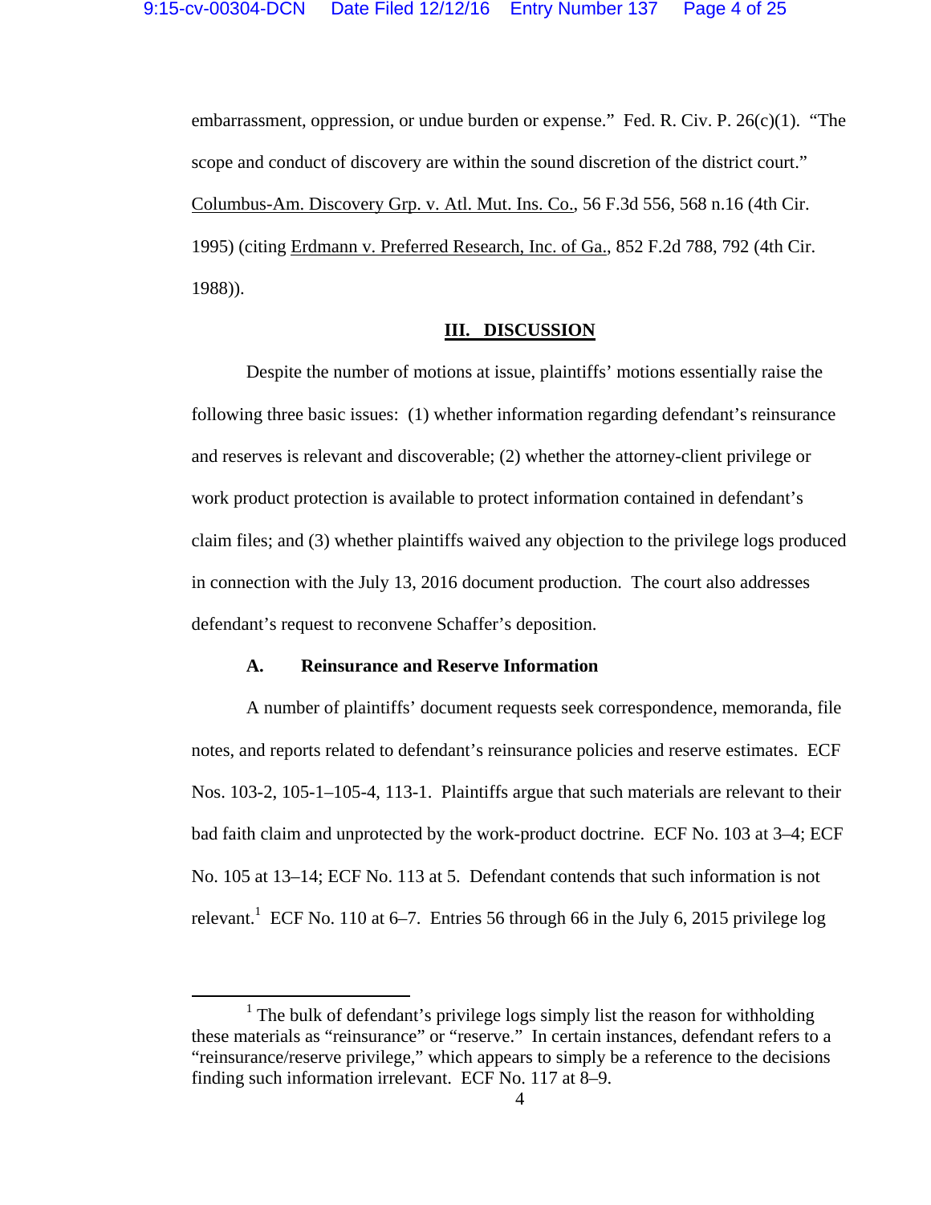embarrassment, oppression, or undue burden or expense." Fed. R. Civ. P. 26(c)(1). "The scope and conduct of discovery are within the sound discretion of the district court." Columbus-Am. Discovery Grp. v. Atl. Mut. Ins. Co., 56 F.3d 556, 568 n.16 (4th Cir. 1995) (citing Erdmann v. Preferred Research, Inc. of Ga., 852 F.2d 788, 792 (4th Cir. 1988)).

## III. DISCUSSION

Despite the number of motions at issue, plaintiffs' motions essentially raise the following three basic issues: (1) whether information regarding defendant's reinsurance and reserves is relevant and discoverable; (2) whether the attorney-client privilege or work product protection is available to protect information contained in defendant's claim files; and (3) whether plaintiffs waived any objection to the privilege logs produced in connection with the July 13, 2016 document production. The court also addresses defendant's request to reconvene Schaffer's deposition.

### A. Reinsurance and Reserve Information

A number of plaintiffs' document requests seek correspondence, memoranda, file notes, and reports related to defendant's reinsurance policies and reserve estimates. ECF Nos. 103-2, 105-1–105-4, 113-1. Plaintiffs argue that such materials are relevant to their bad faith claim and unprotected by the work-product doctrine. ECF No. 103 at 3–4; ECF No. 105 at 13–14; ECF No. 113 at 5. Defendant contends that such information is not relevant.[1] ECF No. 110 at 6–7. Entries 56 through 66 in the July 6, 2015 privilege log

[1] The bulk of defendant's privilege logs simply list the reason for withholding these materials as "reinsurance" or "reserve." In certain instances, defendant refers to a "reinsurance/reserve privilege," which appears to simply be a reference to the decisions finding such information irrelevant. ECF No. 117 at 8–9.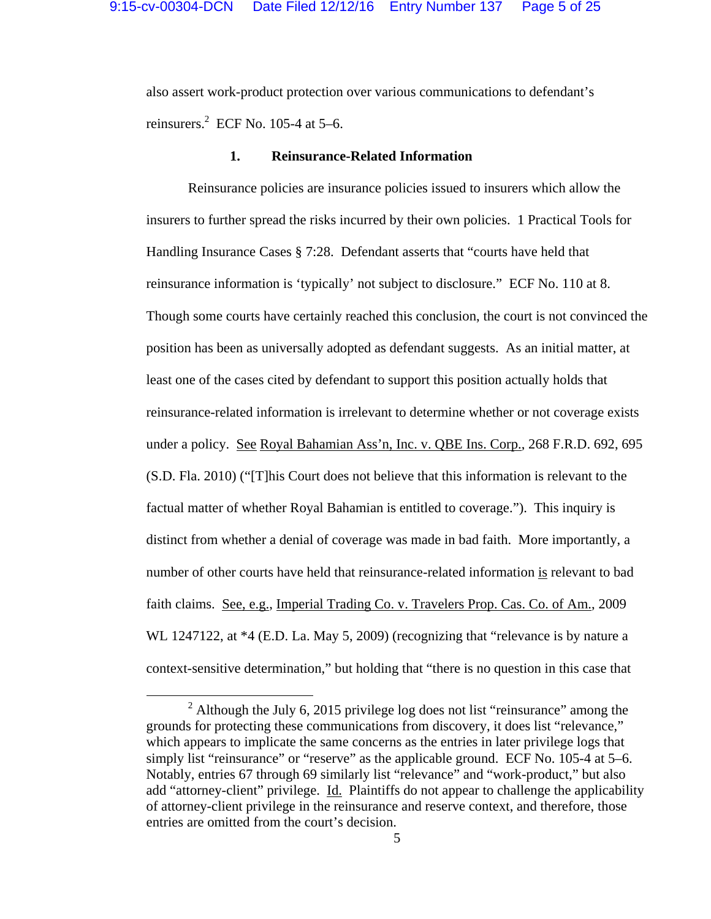also assert work-product protection over various communications to defendant's reinsurers.[2] ECF No. 105-4 at 5–6.

### 1. Reinsurance-Related Information

Reinsurance policies are insurance policies issued to insurers which allow the insurers to further spread the risks incurred by their own policies. 1 Practical Tools for Handling Insurance Cases § 7:28. Defendant asserts that "courts have held that reinsurance information is 'typically' not subject to disclosure." ECF No. 110 at 8. Though some courts have certainly reached this conclusion, the court is not convinced the position has been as universally adopted as defendant suggests. As an initial matter, at least one of the cases cited by defendant to support this position actually holds that reinsurance-related information is irrelevant to determine whether or not coverage exists under a policy. See Royal Bahamian Ass'n, Inc. v. QBE Ins. Corp., 268 F.R.D. 692, 695 (S.D. Fla. 2010) ("[T]his Court does not believe that this information is relevant to the factual matter of whether Royal Bahamian is entitled to coverage."). This inquiry is distinct from whether a denial of coverage was made in bad faith. More importantly, a number of other courts have held that reinsurance-related information is relevant to bad faith claims. See, e.g., Imperial Trading Co. v. Travelers Prop. Cas. Co. of Am., 2009 WL 1247122, at *4 (E.D. La. May 5, 2009) (recognizing that "relevance is by nature a context-sensitive determination," but holding that "there is no question in this case that

---

[2] Although the July 6, 2015 privilege log does not list "reinsurance" among the grounds for protecting these communications from discovery, it does list "relevance," which appears to implicate the same concerns as the entries in later privilege logs that simply list "reinsurance" or "reserve" as the applicable ground. ECF No. 105-4 at 5–6. Notably, entries 67 through 69 similarly list "relevance" and "work-product," but also add "attorney-client" privilege. Id. Plaintiffs do not appear to challenge the applicability of attorney-client privilege in the reinsurance and reserve context, and therefore, those entries are omitted from the court's decision.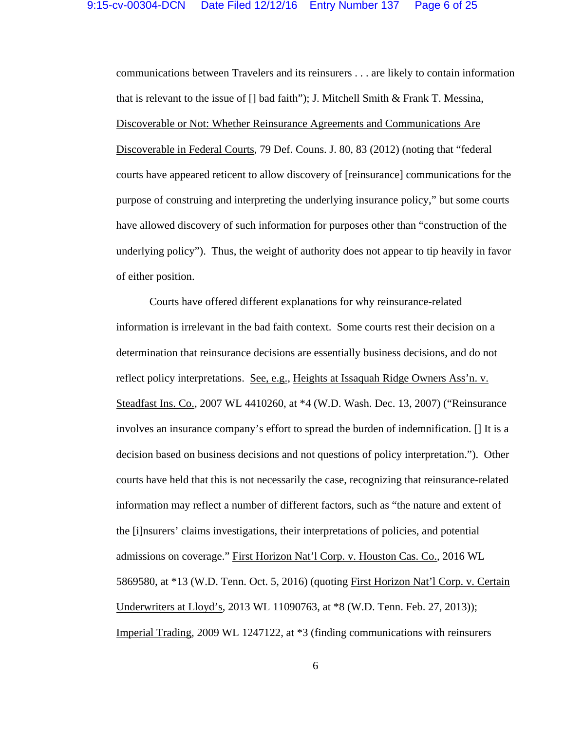communications between Travelers and its reinsurers . . . are likely to contain information that is relevant to the issue of [] bad faith"); J. Mitchell Smith & Frank T. Messina, Discoverable or Not: Whether Reinsurance Agreements and Communications Are Discoverable in Federal Courts, 79 Def. Couns. J. 80, 83 (2012) (noting that "federal courts have appeared reticent to allow discovery of [reinsurance] communications for the purpose of construing and interpreting the underlying insurance policy," but some courts have allowed discovery of such information for purposes other than "construction of the underlying policy"). Thus, the weight of authority does not appear to tip heavily in favor of either position.

Courts have offered different explanations for why reinsurance-related information is irrelevant in the bad faith context. Some courts rest their decision on a determination that reinsurance decisions are essentially business decisions, and do not reflect policy interpretations. See, e.g., Heights at Issaquah Ridge Owners Ass'n. v. Steadfast Ins. Co., 2007 WL 4410260, at *4 (W.D. Wash. Dec. 13, 2007) ("Reinsurance involves an insurance company's effort to spread the burden of indemnification. [] It is a decision based on business decisions and not questions of policy interpretation."). Other courts have held that this is not necessarily the case, recognizing that reinsurance-related information may reflect a number of different factors, such as "the nature and extent of the [i]nsurers' claims investigations, their interpretations of policies, and potential admissions on coverage." First Horizon Nat'l Corp. v. Houston Cas. Co., 2016 WL 5869580, at *13 (W.D. Tenn. Oct. 5, 2016) (quoting First Horizon Nat'l Corp. v. Certain Underwriters at Lloyd's, 2013 WL 11090763, at *8 (W.D. Tenn. Feb. 27, 2013)); Imperial Trading, 2009 WL 1247122, at *3 (finding communications with reinsurers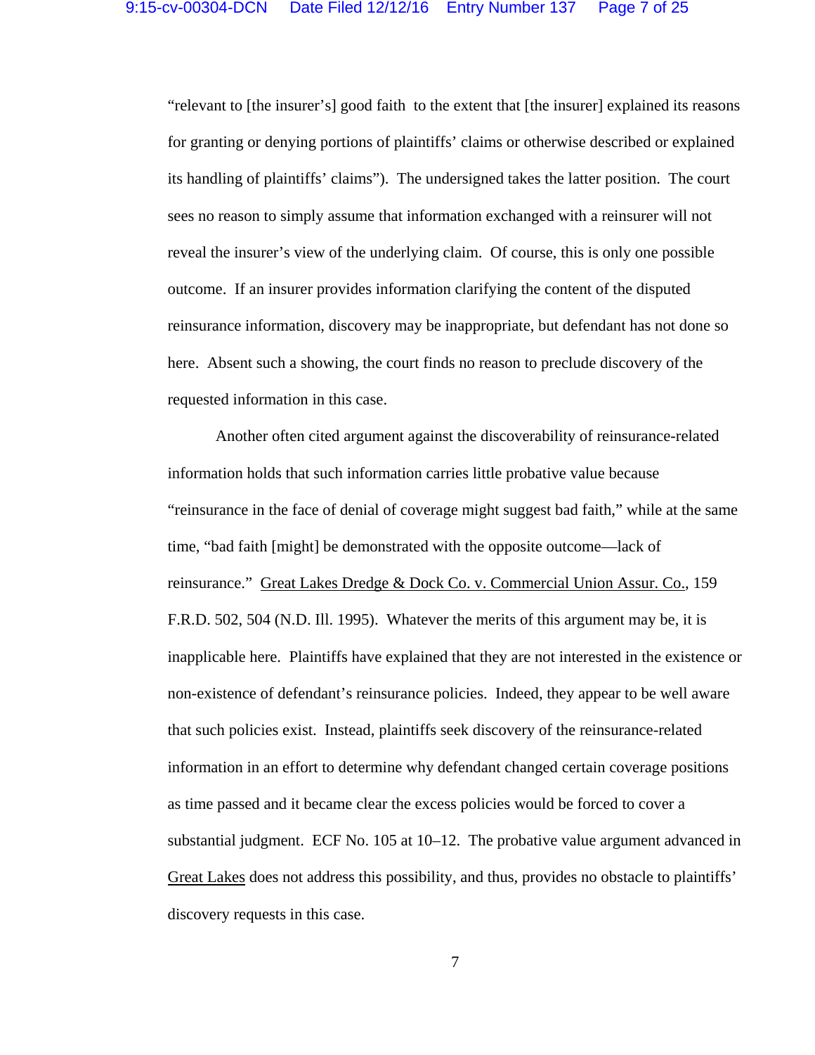"relevant to [the insurer's] good faith to the extent that [the insurer] explained its reasons for granting or denying portions of plaintiffs' claims or otherwise described or explained its handling of plaintiffs' claims"). The undersigned takes the latter position. The court sees no reason to simply assume that information exchanged with a reinsurer will not reveal the insurer's view of the underlying claim. Of course, this is only one possible outcome. If an insurer provides information clarifying the content of the disputed reinsurance information, discovery may be inappropriate, but defendant has not done so here. Absent such a showing, the court finds no reason to preclude discovery of the requested information in this case.

Another often cited argument against the discoverability of reinsurance-related information holds that such information carries little probative value because "reinsurance in the face of denial of coverage might suggest bad faith," while at the same time, "bad faith [might] be demonstrated with the opposite outcome—lack of reinsurance." Great Lakes Dredge & Dock Co. v. Commercial Union Assur. Co., 159 F.R.D. 502, 504 (N.D. Ill. 1995). Whatever the merits of this argument may be, it is inapplicable here. Plaintiffs have explained that they are not interested in the existence or non-existence of defendant's reinsurance policies. Indeed, they appear to be well aware that such policies exist. Instead, plaintiffs seek discovery of the reinsurance-related information in an effort to determine why defendant changed certain coverage positions as time passed and it became clear the excess policies would be forced to cover a substantial judgment. ECF No. 105 at 10–12. The probative value argument advanced in Great Lakes does not address this possibility, and thus, provides no obstacle to plaintiffs' discovery requests in this case.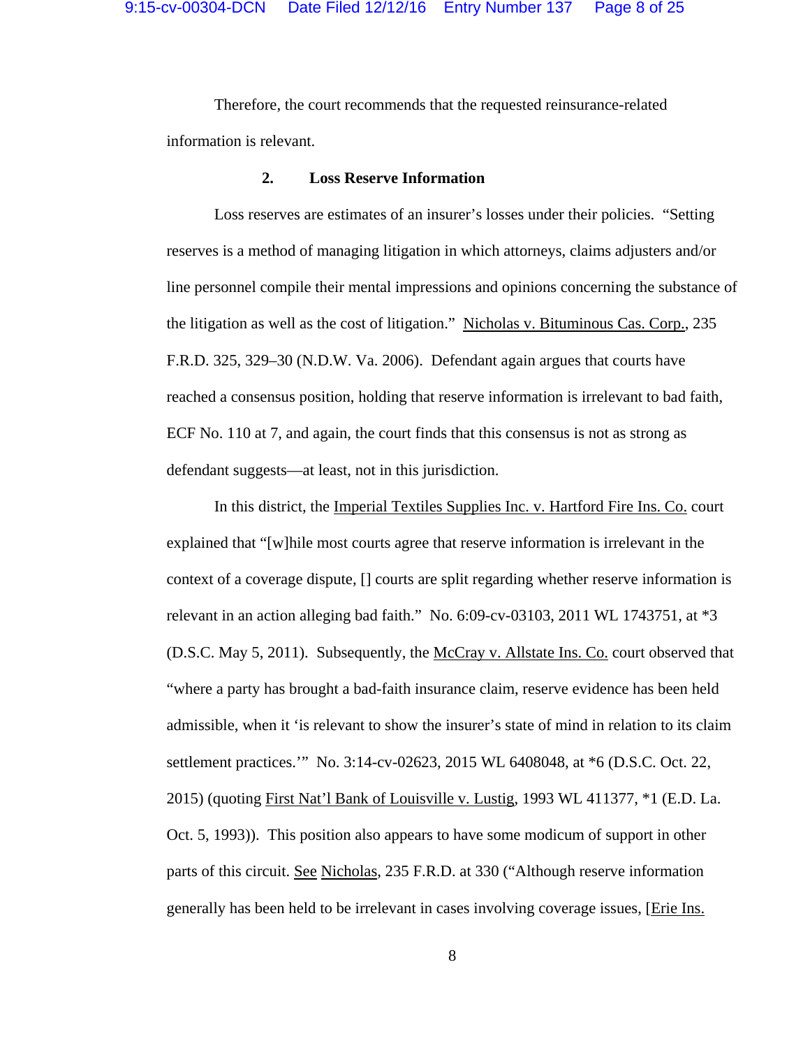Therefore, the court recommends that the requested reinsurance-related information is relevant.

### 2. Loss Reserve Information

Loss reserves are estimates of an insurer's losses under their policies. "Setting reserves is a method of managing litigation in which attorneys, claims adjusters and/or line personnel compile their mental impressions and opinions concerning the substance of the litigation as well as the cost of litigation." Nicholas v. Bituminous Cas. Corp., 235 F.R.D. 325, 329–30 (N.D.W. Va. 2006). Defendant again argues that courts have reached a consensus position, holding that reserve information is irrelevant to bad faith, ECF No. 110 at 7, and again, the court finds that this consensus is not as strong as defendant suggests—at least, not in this jurisdiction.

In this district, the Imperial Textiles Supplies Inc. v. Hartford Fire Ins. Co. court explained that "[w]hile most courts agree that reserve information is irrelevant in the context of a coverage dispute, [] courts are split regarding whether reserve information is relevant in an action alleging bad faith." No. 6:09-cv-03103, 2011 WL 1743751, at *3 (D.S.C. May 5, 2011). Subsequently, the McCray v. Allstate Ins. Co. court observed that "where a party has brought a bad-faith insurance claim, reserve evidence has been held admissible, when it 'is relevant to show the insurer's state of mind in relation to its claim settlement practices.'" No. 3:14-cv-02623, 2015 WL 6408048, at *6 (D.S.C. Oct. 22, 2015) (quoting First Nat'l Bank of Louisville v. Lustig, 1993 WL 411377, *1 (E.D. La. Oct. 5, 1993)). This position also appears to have some modicum of support in other parts of this circuit. See Nicholas, 235 F.R.D. at 330 ("Although reserve information generally has been held to be irrelevant in cases involving coverage issues, [Erie Ins.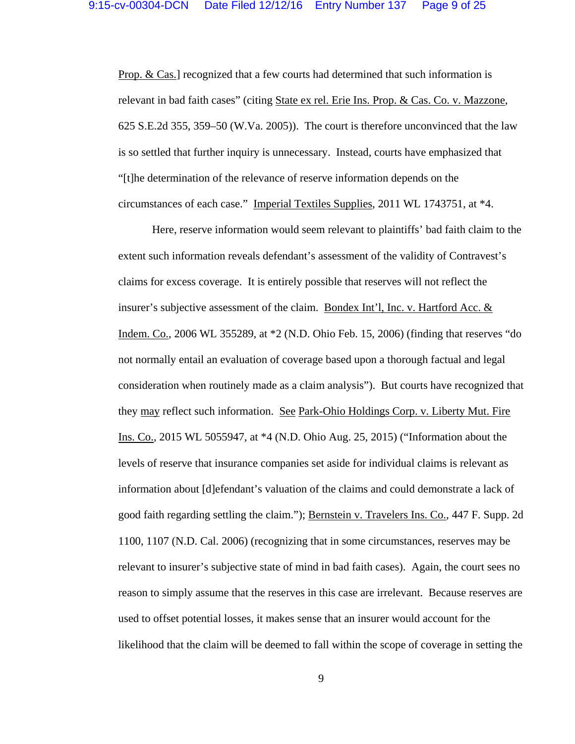Prop. & Cas.] recognized that a few courts had determined that such information is relevant in bad faith cases" (citing State ex rel. Erie Ins. Prop. & Cas. Co. v. Mazzone, 625 S.E.2d 355, 359–50 (W.Va. 2005)). The court is therefore unconvinced that the law is so settled that further inquiry is unnecessary. Instead, courts have emphasized that "[t]he determination of the relevance of reserve information depends on the circumstances of each case." Imperial Textiles Supplies, 2011 WL 1743751, at *4.

Here, reserve information would seem relevant to plaintiffs' bad faith claim to the extent such information reveals defendant's assessment of the validity of Contravest's claims for excess coverage. It is entirely possible that reserves will not reflect the insurer's subjective assessment of the claim. Bondex Int'l, Inc. v. Hartford Acc. & Indem. Co., 2006 WL 355289, at *2 (N.D. Ohio Feb. 15, 2006) (finding that reserves "do not normally entail an evaluation of coverage based upon a thorough factual and legal consideration when routinely made as a claim analysis"). But courts have recognized that they may reflect such information. See Park-Ohio Holdings Corp. v. Liberty Mut. Fire Ins. Co., 2015 WL 5055947, at *4 (N.D. Ohio Aug. 25, 2015) ("Information about the levels of reserve that insurance companies set aside for individual claims is relevant as information about [d]efendant's valuation of the claims and could demonstrate a lack of good faith regarding settling the claim."); Bernstein v. Travelers Ins. Co., 447 F. Supp. 2d 1100, 1107 (N.D. Cal. 2006) (recognizing that in some circumstances, reserves may be relevant to insurer's subjective state of mind in bad faith cases). Again, the court sees no reason to simply assume that the reserves in this case are irrelevant. Because reserves are used to offset potential losses, it makes sense that an insurer would account for the likelihood that the claim will be deemed to fall within the scope of coverage in setting the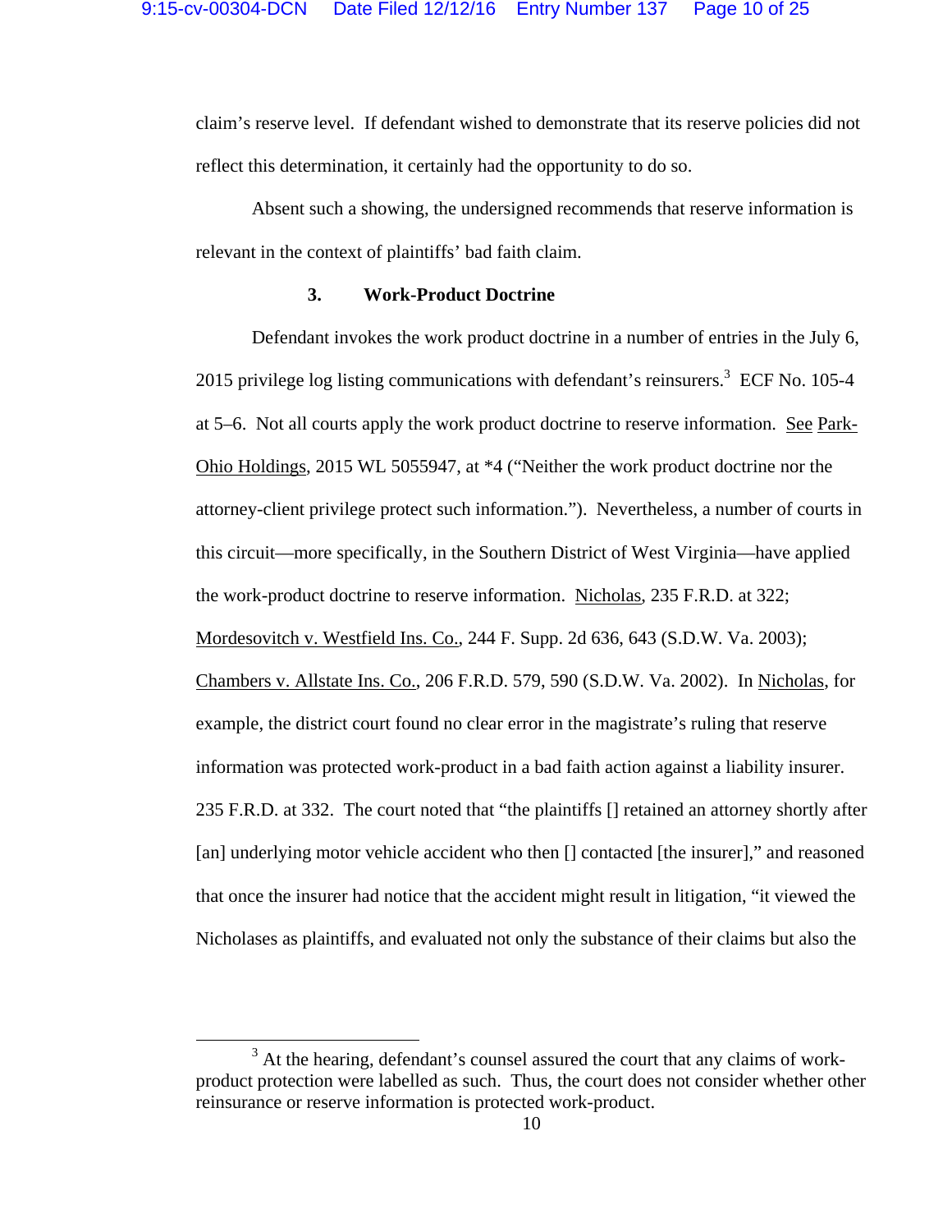claim's reserve level. If defendant wished to demonstrate that its reserve policies did not reflect this determination, it certainly had the opportunity to do so.

Absent such a showing, the undersigned recommends that reserve information is relevant in the context of plaintiffs' bad faith claim.

### 3. Work-Product Doctrine

Defendant invokes the work product doctrine in a number of entries in the July 6, 2015 privilege log listing communications with defendant's reinsurers.[3] ECF No. 105-4 at 5–6. Not all courts apply the work product doctrine to reserve information. See Park-Ohio Holdings, 2015 WL 5055947, at *4 ("Neither the work product doctrine nor the attorney-client privilege protect such information."). Nevertheless, a number of courts in this circuit—more specifically, in the Southern District of West Virginia—have applied the work-product doctrine to reserve information. Nicholas, 235 F.R.D. at 322; Mordesovitch v. Westfield Ins. Co., 244 F. Supp. 2d 636, 643 (S.D.W. Va. 2003); Chambers v. Allstate Ins. Co., 206 F.R.D. 579, 590 (S.D.W. Va. 2002). In Nicholas, for example, the district court found no clear error in the magistrate's ruling that reserve information was protected work-product in a bad faith action against a liability insurer. 235 F.R.D. at 332. The court noted that "the plaintiffs [] retained an attorney shortly after [an] underlying motor vehicle accident who then [] contacted [the insurer]," and reasoned that once the insurer had notice that the accident might result in litigation, "it viewed the Nicholases as plaintiffs, and evaluated not only the substance of their claims but also the

[3] At the hearing, defendant's counsel assured the court that any claims of work-product protection were labelled as such. Thus, the court does not consider whether other reinsurance or reserve information is protected work-product.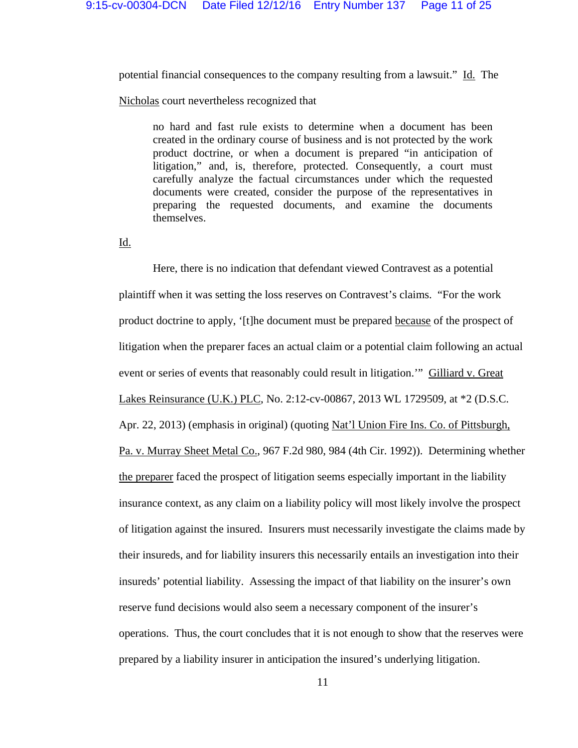potential financial consequences to the company resulting from a lawsuit." Id. The Nicholas court nevertheless recognized that

> no hard and fast rule exists to determine when a document has been created in the ordinary course of business and is not protected by the work product doctrine, or when a document is prepared "in anticipation of litigation," and, is, therefore, protected. Consequently, a court must carefully analyze the factual circumstances under which the requested documents were created, consider the purpose of the representatives in preparing the requested documents, and examine the documents themselves.

Id.

Here, there is no indication that defendant viewed Contravest as a potential plaintiff when it was setting the loss reserves on Contravest's claims. "For the work product doctrine to apply, '[t]he document must be prepared because of the prospect of litigation when the preparer faces an actual claim or a potential claim following an actual event or series of events that reasonably could result in litigation.'" Gilliard v. Great Lakes Reinsurance (U.K.) PLC, No. 2:12-cv-00867, 2013 WL 1729509, at *2 (D.S.C. Apr. 22, 2013) (emphasis in original) (quoting Nat'l Union Fire Ins. Co. of Pittsburgh, Pa. v. Murray Sheet Metal Co., 967 F.2d 980, 984 (4th Cir. 1992)). Determining whether the preparer faced the prospect of litigation seems especially important in the liability insurance context, as any claim on a liability policy will most likely involve the prospect of litigation against the insured. Insurers must necessarily investigate the claims made by their insureds, and for liability insurers this necessarily entails an investigation into their insureds' potential liability. Assessing the impact of that liability on the insurer's own reserve fund decisions would also seem a necessary component of the insurer's operations. Thus, the court concludes that it is not enough to show that the reserves were prepared by a liability insurer in anticipation the insured's underlying litigation.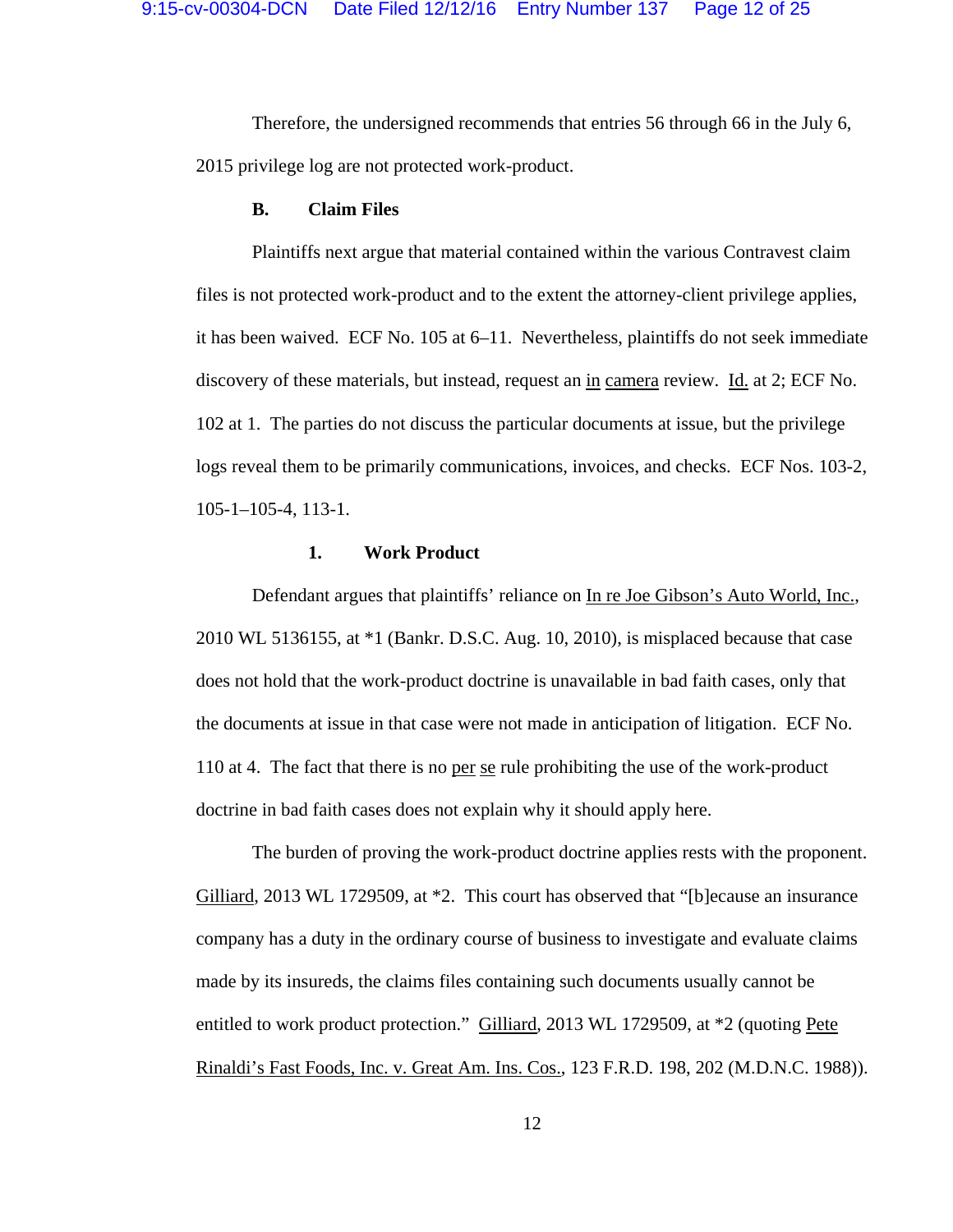Therefore, the undersigned recommends that entries 56 through 66 in the July 6, 2015 privilege log are not protected work-product.

**B. Claim Files**

Plaintiffs next argue that material contained within the various Contravest claim files is not protected work-product and to the extent the attorney-client privilege applies, it has been waived. ECF No. 105 at 6–11. Nevertheless, plaintiffs do not seek immediate discovery of these materials, but instead, request an in camera review. Id. at 2; ECF No. 102 at 1. The parties do not discuss the particular documents at issue, but the privilege logs reveal them to be primarily communications, invoices, and checks. ECF Nos. 103-2, 105-1–105-4, 113-1.

**1. Work Product**

Defendant argues that plaintiffs' reliance on In re Joe Gibson's Auto World, Inc., 2010 WL 5136155, at *1 (Bankr. D.S.C. Aug. 10, 2010), is misplaced because that case does not hold that the work-product doctrine is unavailable in bad faith cases, only that the documents at issue in that case were not made in anticipation of litigation. ECF No. 110 at 4. The fact that there is no per se rule prohibiting the use of the work-product doctrine in bad faith cases does not explain why it should apply here.

The burden of proving the work-product doctrine applies rests with the proponent. Gilliard, 2013 WL 1729509, at *2. This court has observed that "[b]ecause an insurance company has a duty in the ordinary course of business to investigate and evaluate claims made by its insureds, the claims files containing such documents usually cannot be entitled to work product protection." Gilliard, 2013 WL 1729509, at *2 (quoting Pete Rinaldi's Fast Foods, Inc. v. Great Am. Ins. Cos., 123 F.R.D. 198, 202 (M.D.N.C. 1988)).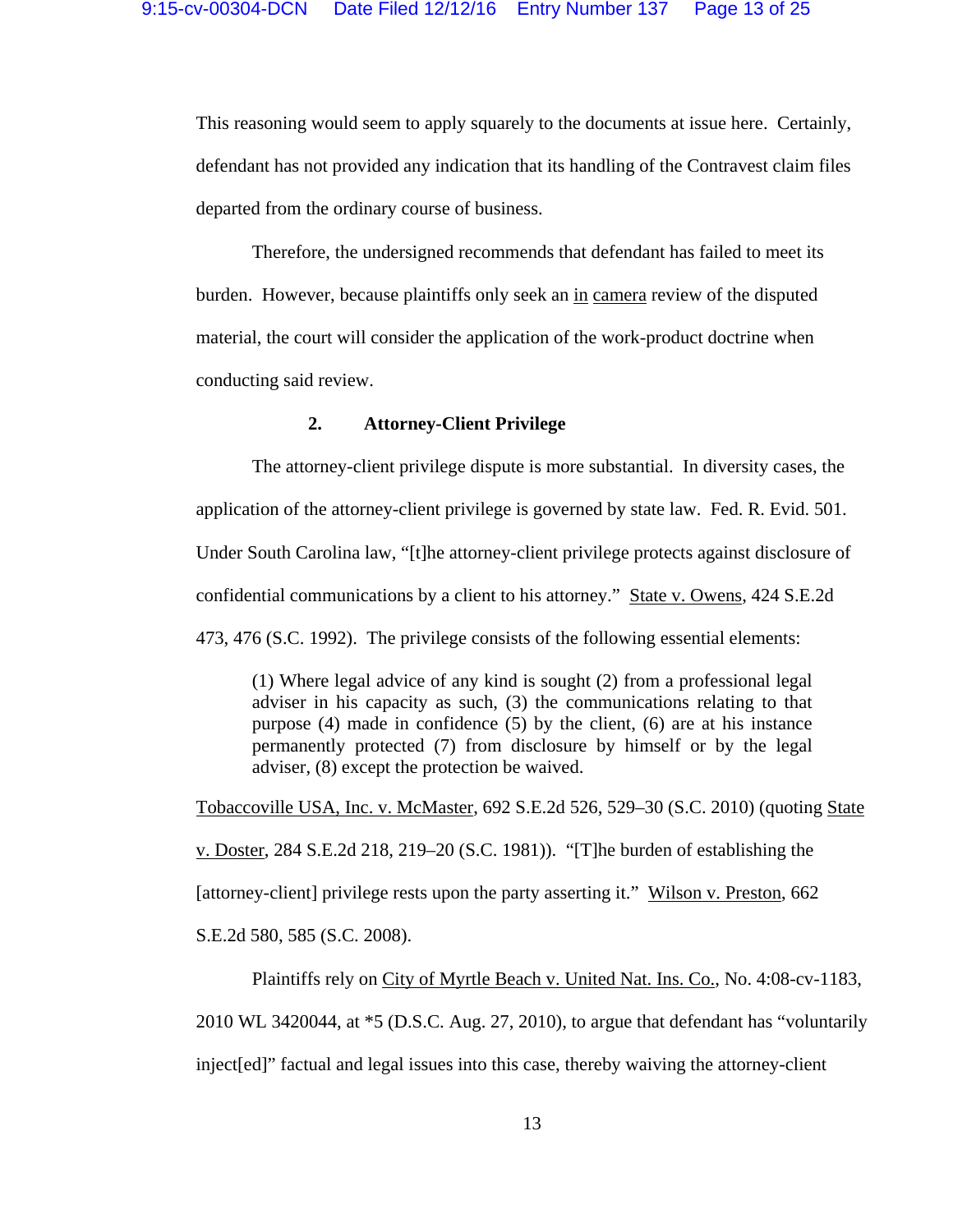This reasoning would seem to apply squarely to the documents at issue here. Certainly, defendant has not provided any indication that its handling of the Contravest claim files departed from the ordinary course of business.

Therefore, the undersigned recommends that defendant has failed to meet its burden. However, because plaintiffs only seek an in camera review of the disputed material, the court will consider the application of the work-product doctrine when conducting said review.

**2. Attorney-Client Privilege**

The attorney-client privilege dispute is more substantial. In diversity cases, the application of the attorney-client privilege is governed by state law. Fed. R. Evid. 501. Under South Carolina law, "[t]he attorney-client privilege protects against disclosure of confidential communications by a client to his attorney." State v. Owens, 424 S.E.2d 473, 476 (S.C. 1992). The privilege consists of the following essential elements:

> (1) Where legal advice of any kind is sought (2) from a professional legal adviser in his capacity as such, (3) the communications relating to that purpose (4) made in confidence (5) by the client, (6) are at his instance permanently protected (7) from disclosure by himself or by the legal adviser, (8) except the protection be waived.

Tobaccoville USA, Inc. v. McMaster, 692 S.E.2d 526, 529–30 (S.C. 2010) (quoting State v. Doster, 284 S.E.2d 218, 219–20 (S.C. 1981)). "[T]he burden of establishing the [attorney-client] privilege rests upon the party asserting it." Wilson v. Preston, 662 S.E.2d 580, 585 (S.C. 2008).

Plaintiffs rely on City of Myrtle Beach v. United Nat. Ins. Co., No. 4:08-cv-1183, 2010 WL 3420044, at *5 (D.S.C. Aug. 27, 2010), to argue that defendant has "voluntarily inject[ed]" factual and legal issues into this case, thereby waiving the attorney-client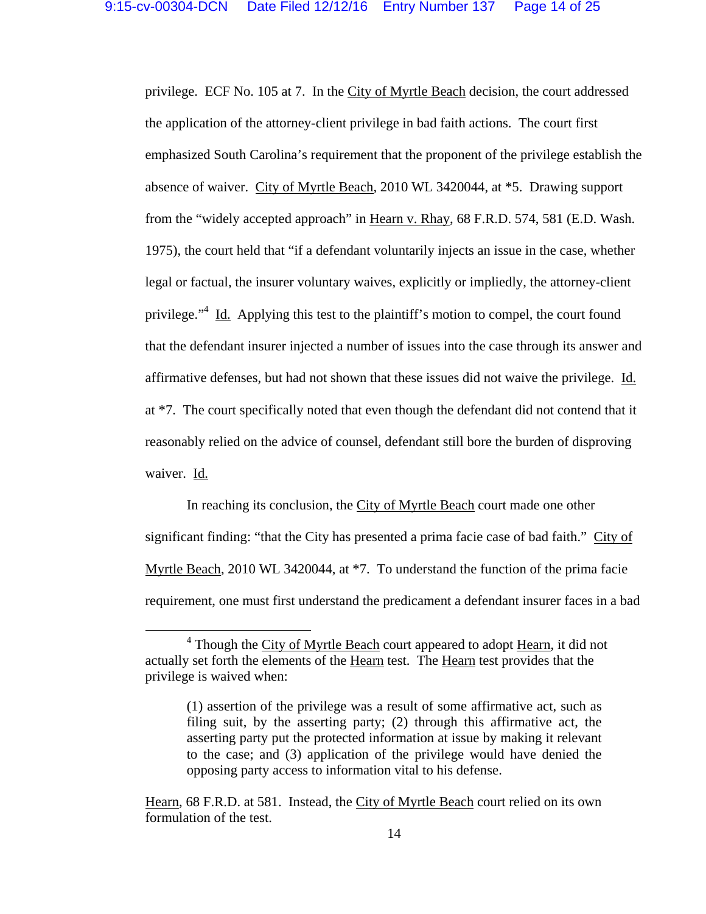privilege. ECF No. 105 at 7. In the City of Myrtle Beach decision, the court addressed the application of the attorney-client privilege in bad faith actions. The court first emphasized South Carolina's requirement that the proponent of the privilege establish the absence of waiver. City of Myrtle Beach, 2010 WL 3420044, at *5. Drawing support from the "widely accepted approach" in Hearn v. Rhay, 68 F.R.D. 574, 581 (E.D. Wash. 1975), the court held that "if a defendant voluntarily injects an issue in the case, whether legal or factual, the insurer voluntary waives, explicitly or impliedly, the attorney-client privilege."[4] Id. Applying this test to the plaintiff's motion to compel, the court found that the defendant insurer injected a number of issues into the case through its answer and affirmative defenses, but had not shown that these issues did not waive the privilege. Id. at *7. The court specifically noted that even though the defendant did not contend that it reasonably relied on the advice of counsel, defendant still bore the burden of disproving waiver. Id.

In reaching its conclusion, the City of Myrtle Beach court made one other significant finding: "that the City has presented a prima facie case of bad faith." City of Myrtle Beach, 2010 WL 3420044, at *7. To understand the function of the prima facie requirement, one must first understand the predicament a defendant insurer faces in a bad

---

[4] Though the City of Myrtle Beach court appeared to adopt Hearn, it did not actually set forth the elements of the Hearn test. The Hearn test provides that the privilege is waived when:

> (1) assertion of the privilege was a result of some affirmative act, such as filing suit, by the asserting party; (2) through this affirmative act, the asserting party put the protected information at issue by making it relevant to the case; and (3) application of the privilege would have denied the opposing party access to information vital to his defense.

Hearn, 68 F.R.D. at 581. Instead, the City of Myrtle Beach court relied on its own formulation of the test.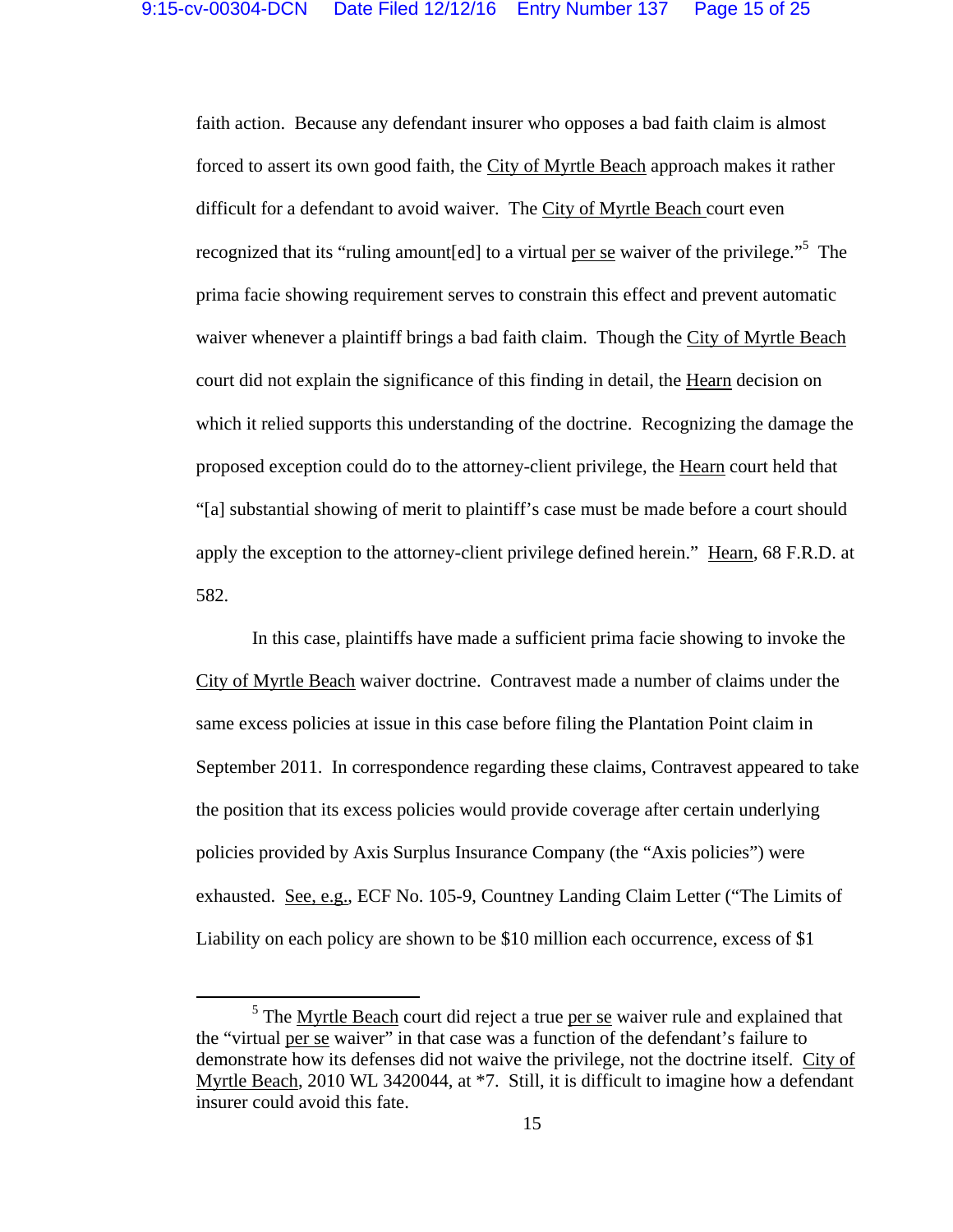faith action. Because any defendant insurer who opposes a bad faith claim is almost forced to assert its own good faith, the City of Myrtle Beach approach makes it rather difficult for a defendant to avoid waiver. The City of Myrtle Beach court even recognized that its "ruling amount[ed] to a virtual per se waiver of the privilege."[5] The prima facie showing requirement serves to constrain this effect and prevent automatic waiver whenever a plaintiff brings a bad faith claim. Though the City of Myrtle Beach court did not explain the significance of this finding in detail, the Hearn decision on which it relied supports this understanding of the doctrine. Recognizing the damage the proposed exception could do to the attorney-client privilege, the Hearn court held that "[a] substantial showing of merit to plaintiff's case must be made before a court should apply the exception to the attorney-client privilege defined herein." Hearn, 68 F.R.D. at 582.

In this case, plaintiffs have made a sufficient prima facie showing to invoke the City of Myrtle Beach waiver doctrine. Contravest made a number of claims under the same excess policies at issue in this case before filing the Plantation Point claim in September 2011. In correspondence regarding these claims, Contravest appeared to take the position that its excess policies would provide coverage after certain underlying policies provided by Axis Surplus Insurance Company (the "Axis policies") were exhausted. See, e.g., ECF No. 105-9, Countney Landing Claim Letter ("The Limits of Liability on each policy are shown to be $10 million each occurrence, excess of $1

[5] The Myrtle Beach court did reject a true per se waiver rule and explained that the "virtual per se waiver" in that case was a function of the defendant's failure to demonstrate how its defenses did not waive the privilege, not the doctrine itself. City of Myrtle Beach, 2010 WL 3420044, at *7. Still, it is difficult to imagine how a defendant insurer could avoid this fate.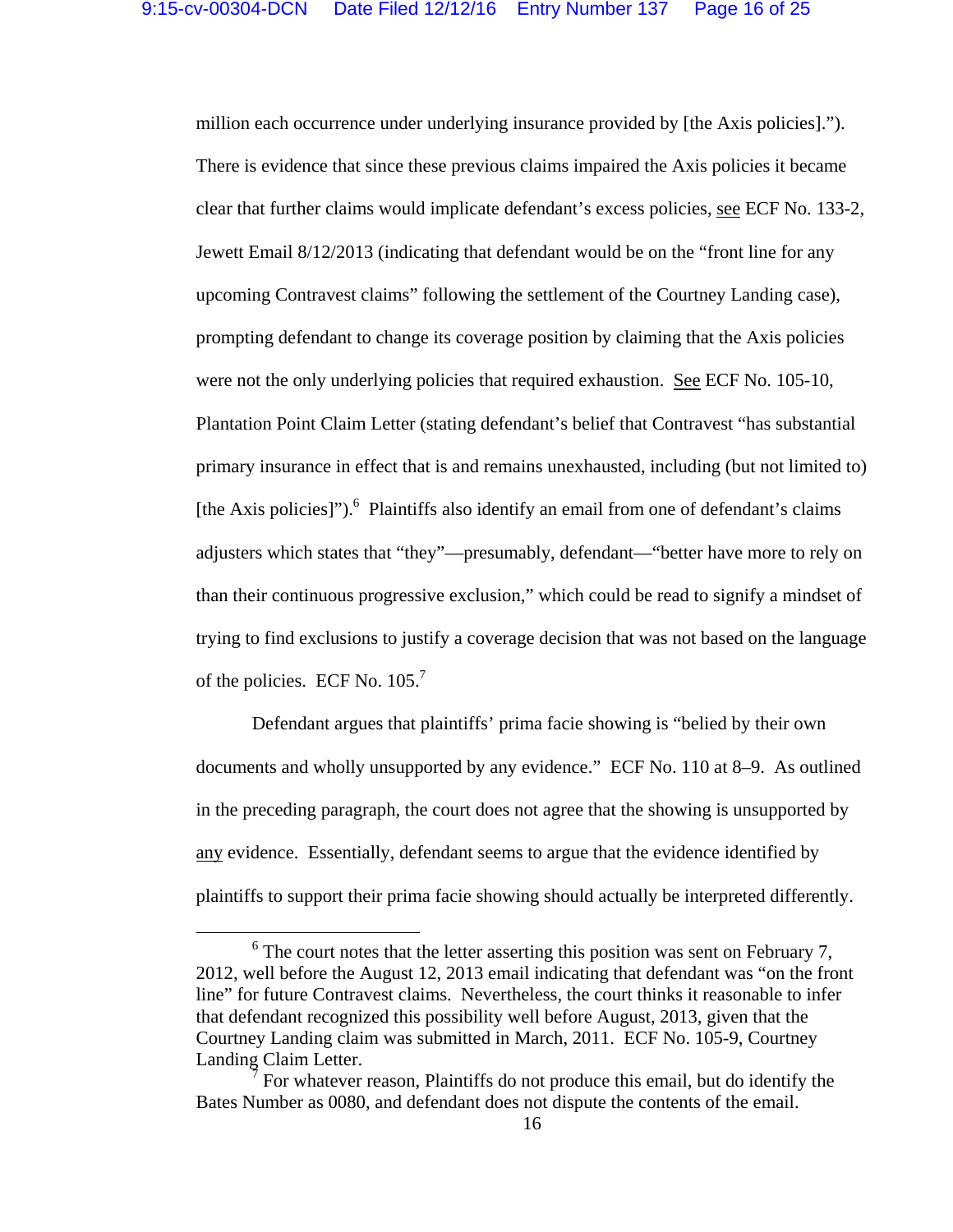million each occurrence under underlying insurance provided by [the Axis policies]."). There is evidence that since these previous claims impaired the Axis policies it became clear that further claims would implicate defendant's excess policies, see ECF No. 133-2, Jewett Email 8/12/2013 (indicating that defendant would be on the "front line for any upcoming Contravest claims" following the settlement of the Courtney Landing case), prompting defendant to change its coverage position by claiming that the Axis policies were not the only underlying policies that required exhaustion. See ECF No. 105-10, Plantation Point Claim Letter (stating defendant's belief that Contravest "has substantial primary insurance in effect that is and remains unexhausted, including (but not limited to) [the Axis policies]").[6] Plaintiffs also identify an email from one of defendant's claims adjusters which states that "they"—presumably, defendant—"better have more to rely on than their continuous progressive exclusion," which could be read to signify a mindset of trying to find exclusions to justify a coverage decision that was not based on the language of the policies. ECF No. 105.[7]

Defendant argues that plaintiffs' prima facie showing is "belied by their own documents and wholly unsupported by any evidence." ECF No. 110 at 8–9. As outlined in the preceding paragraph, the court does not agree that the showing is unsupported by any evidence. Essentially, defendant seems to argue that the evidence identified by plaintiffs to support their prima facie showing should actually be interpreted differently.

---

[6] The court notes that the letter asserting this position was sent on February 7, 2012, well before the August 12, 2013 email indicating that defendant was "on the front line" for future Contravest claims. Nevertheless, the court thinks it reasonable to infer that defendant recognized this possibility well before August, 2013, given that the Courtney Landing claim was submitted in March, 2011. ECF No. 105-9, Courtney Landing Claim Letter.

[7] For whatever reason, Plaintiffs do not produce this email, but do identify the Bates Number as 0080, and defendant does not dispute the contents of the email.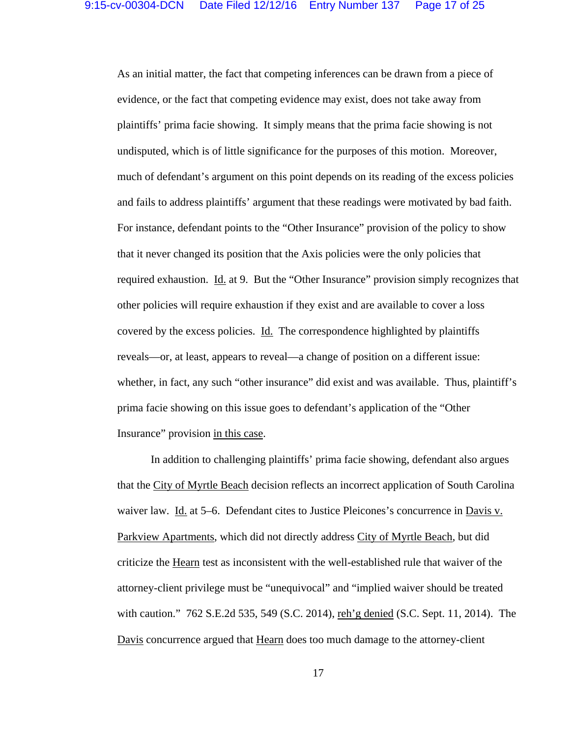As an initial matter, the fact that competing inferences can be drawn from a piece of evidence, or the fact that competing evidence may exist, does not take away from plaintiffs' prima facie showing. It simply means that the prima facie showing is not undisputed, which is of little significance for the purposes of this motion. Moreover, much of defendant's argument on this point depends on its reading of the excess policies and fails to address plaintiffs' argument that these readings were motivated by bad faith. For instance, defendant points to the "Other Insurance" provision of the policy to show that it never changed its position that the Axis policies were the only policies that required exhaustion. Id. at 9. But the "Other Insurance" provision simply recognizes that other policies will require exhaustion if they exist and are available to cover a loss covered by the excess policies. Id. The correspondence highlighted by plaintiffs reveals—or, at least, appears to reveal—a change of position on a different issue: whether, in fact, any such "other insurance" did exist and was available. Thus, plaintiff's prima facie showing on this issue goes to defendant's application of the "Other Insurance" provision in this case.

In addition to challenging plaintiffs' prima facie showing, defendant also argues that the City of Myrtle Beach decision reflects an incorrect application of South Carolina waiver law. Id. at 5–6. Defendant cites to Justice Pleicones's concurrence in Davis v. Parkview Apartments, which did not directly address City of Myrtle Beach, but did criticize the Hearn test as inconsistent with the well-established rule that waiver of the attorney-client privilege must be "unequivocal" and "implied waiver should be treated with caution." 762 S.E.2d 535, 549 (S.C. 2014), reh'g denied (S.C. Sept. 11, 2014). The Davis concurrence argued that Hearn does too much damage to the attorney-client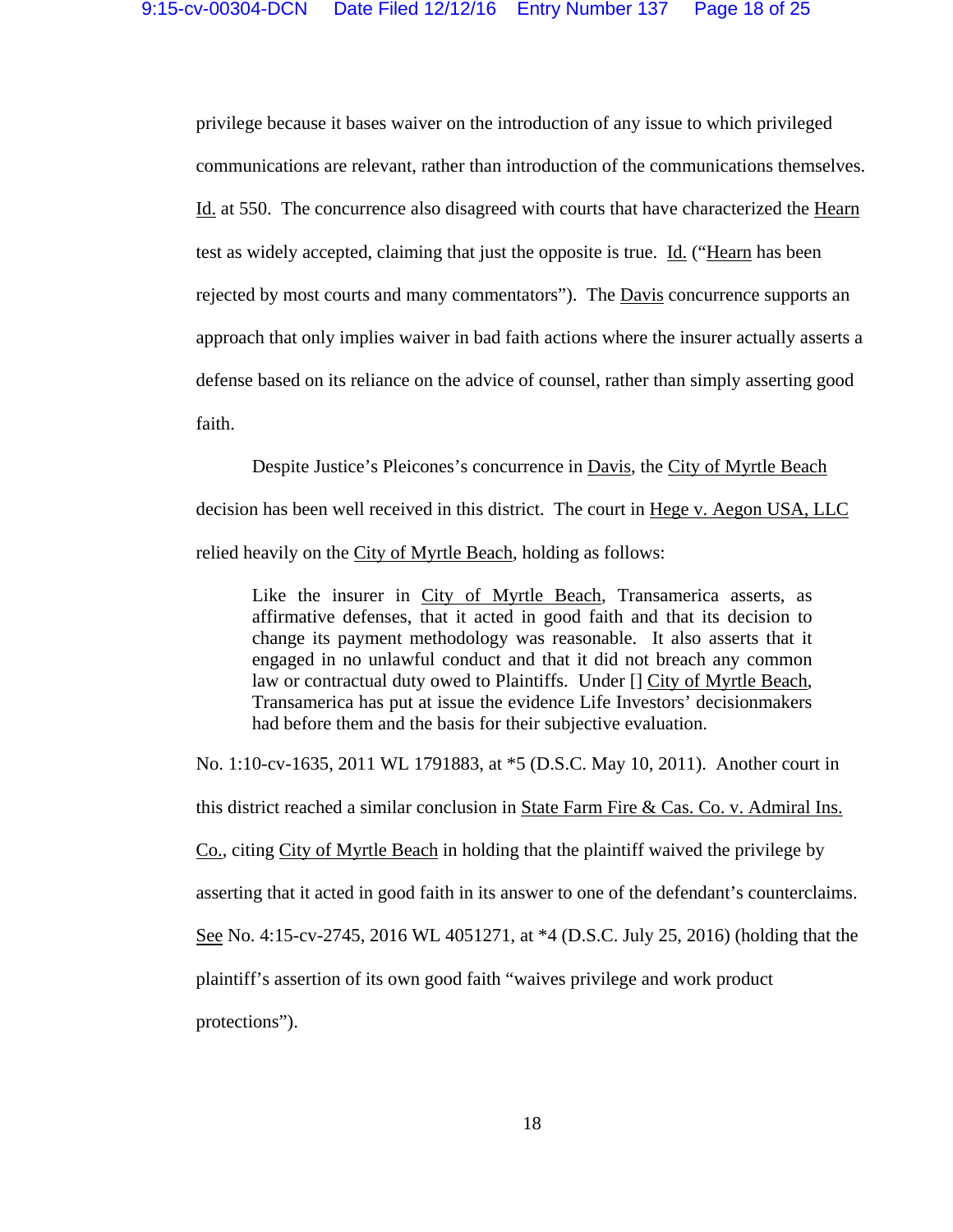privilege because it bases waiver on the introduction of any issue to which privileged communications are relevant, rather than introduction of the communications themselves. Id. at 550. The concurrence also disagreed with courts that have characterized the Hearn test as widely accepted, claiming that just the opposite is true. Id. ("Hearn has been rejected by most courts and many commentators"). The Davis concurrence supports an approach that only implies waiver in bad faith actions where the insurer actually asserts a defense based on its reliance on the advice of counsel, rather than simply asserting good faith.

Despite Justice's Pleicones's concurrence in Davis, the City of Myrtle Beach decision has been well received in this district. The court in Hege v. Aegon USA, LLC relied heavily on the City of Myrtle Beach, holding as follows:

> Like the insurer in City of Myrtle Beach, Transamerica asserts, as affirmative defenses, that it acted in good faith and that its decision to change its payment methodology was reasonable. It also asserts that it engaged in no unlawful conduct and that it did not breach any common law or contractual duty owed to Plaintiffs. Under [] City of Myrtle Beach, Transamerica has put at issue the evidence Life Investors' decisionmakers had before them and the basis for their subjective evaluation.

No. 1:10-cv-1635, 2011 WL 1791883, at *5 (D.S.C. May 10, 2011). Another court in this district reached a similar conclusion in State Farm Fire & Cas. Co. v. Admiral Ins. Co., citing City of Myrtle Beach in holding that the plaintiff waived the privilege by asserting that it acted in good faith in its answer to one of the defendant's counterclaims. See No. 4:15-cv-2745, 2016 WL 4051271, at *4 (D.S.C. July 25, 2016) (holding that the plaintiff's assertion of its own good faith "waives privilege and work product protections").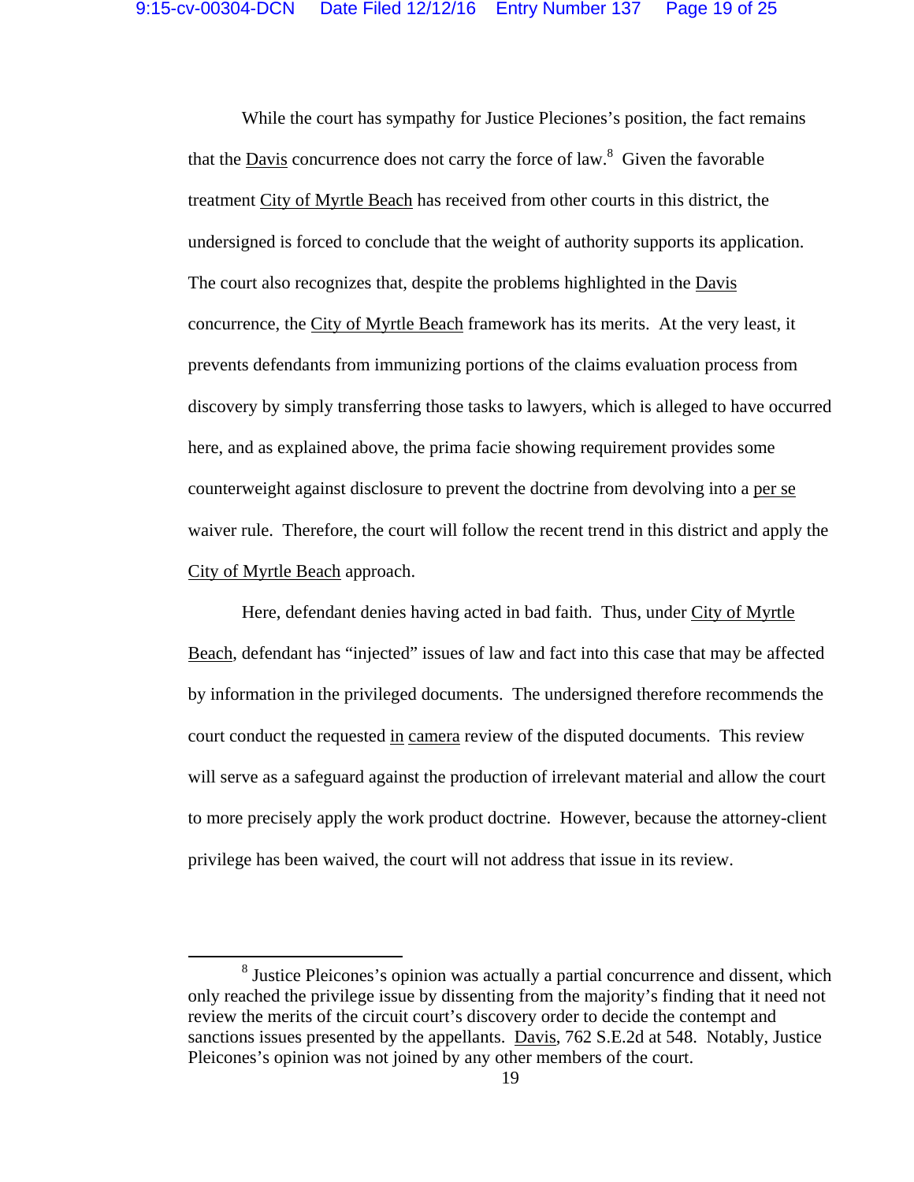While the court has sympathy for Justice Pleciones's position, the fact remains that the Davis concurrence does not carry the force of law.[8] Given the favorable treatment City of Myrtle Beach has received from other courts in this district, the undersigned is forced to conclude that the weight of authority supports its application. The court also recognizes that, despite the problems highlighted in the Davis concurrence, the City of Myrtle Beach framework has its merits. At the very least, it prevents defendants from immunizing portions of the claims evaluation process from discovery by simply transferring those tasks to lawyers, which is alleged to have occurred here, and as explained above, the prima facie showing requirement provides some counterweight against disclosure to prevent the doctrine from devolving into a per se waiver rule. Therefore, the court will follow the recent trend in this district and apply the City of Myrtle Beach approach.

Here, defendant denies having acted in bad faith. Thus, under City of Myrtle Beach, defendant has "injected" issues of law and fact into this case that may be affected by information in the privileged documents. The undersigned therefore recommends the court conduct the requested in camera review of the disputed documents. This review will serve as a safeguard against the production of irrelevant material and allow the court to more precisely apply the work product doctrine. However, because the attorney-client privilege has been waived, the court will not address that issue in its review.

[8] Justice Pleicones's opinion was actually a partial concurrence and dissent, which only reached the privilege issue by dissenting from the majority's finding that it need not review the merits of the circuit court's discovery order to decide the contempt and sanctions issues presented by the appellants. Davis, 762 S.E.2d at 548. Notably, Justice Pleicones's opinion was not joined by any other members of the court.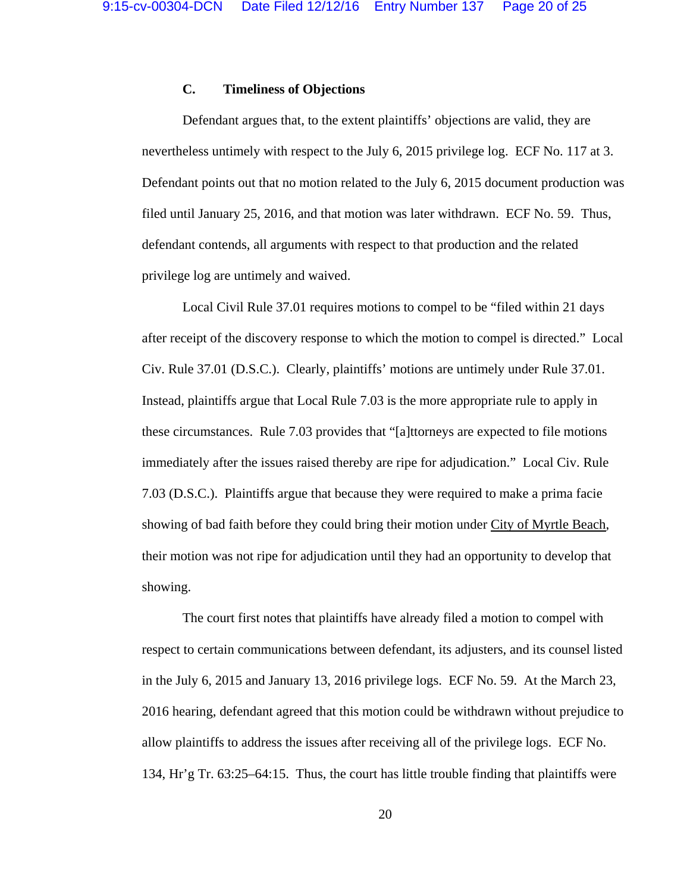### C. Timeliness of Objections

Defendant argues that, to the extent plaintiffs' objections are valid, they are nevertheless untimely with respect to the July 6, 2015 privilege log. ECF No. 117 at 3. Defendant points out that no motion related to the July 6, 2015 document production was filed until January 25, 2016, and that motion was later withdrawn. ECF No. 59. Thus, defendant contends, all arguments with respect to that production and the related privilege log are untimely and waived.

Local Civil Rule 37.01 requires motions to compel to be "filed within 21 days after receipt of the discovery response to which the motion to compel is directed." Local Civ. Rule 37.01 (D.S.C.). Clearly, plaintiffs' motions are untimely under Rule 37.01. Instead, plaintiffs argue that Local Rule 7.03 is the more appropriate rule to apply in these circumstances. Rule 7.03 provides that "[a]ttorneys are expected to file motions immediately after the issues raised thereby are ripe for adjudication." Local Civ. Rule 7.03 (D.S.C.). Plaintiffs argue that because they were required to make a prima facie showing of bad faith before they could bring their motion under <u>City of Myrtle Beach</u>, their motion was not ripe for adjudication until they had an opportunity to develop that showing.

The court first notes that plaintiffs have already filed a motion to compel with respect to certain communications between defendant, its adjusters, and its counsel listed in the July 6, 2015 and January 13, 2016 privilege logs. ECF No. 59. At the March 23, 2016 hearing, defendant agreed that this motion could be withdrawn without prejudice to allow plaintiffs to address the issues after receiving all of the privilege logs. ECF No. 134, Hr'g Tr. 63:25–64:15. Thus, the court has little trouble finding that plaintiffs were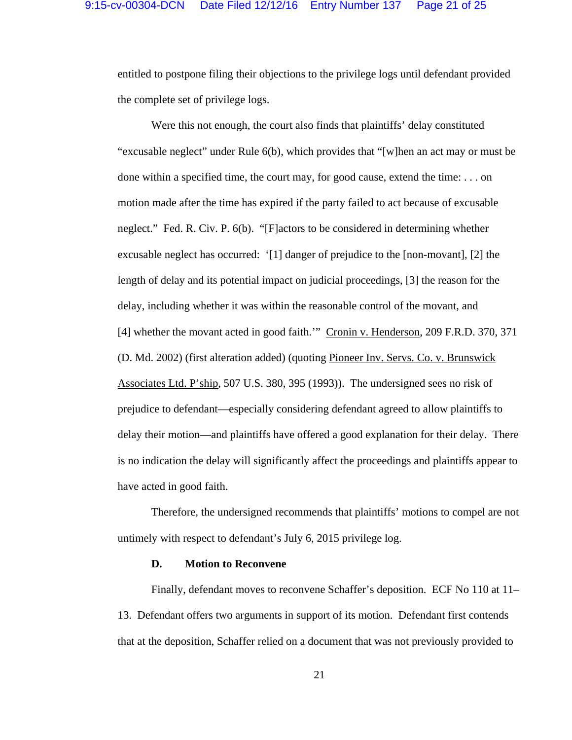entitled to postpone filing their objections to the privilege logs until defendant provided the complete set of privilege logs.

Were this not enough, the court also finds that plaintiffs' delay constituted "excusable neglect" under Rule 6(b), which provides that "[w]hen an act may or must be done within a specified time, the court may, for good cause, extend the time: . . . on motion made after the time has expired if the party failed to act because of excusable neglect." Fed. R. Civ. P. 6(b). "[F]actors to be considered in determining whether excusable neglect has occurred: '[1] danger of prejudice to the [non-movant], [2] the length of delay and its potential impact on judicial proceedings, [3] the reason for the delay, including whether it was within the reasonable control of the movant, and [4] whether the movant acted in good faith.'" Cronin v. Henderson, 209 F.R.D. 370, 371 (D. Md. 2002) (first alteration added) (quoting Pioneer Inv. Servs. Co. v. Brunswick Associates Ltd. P'ship, 507 U.S. 380, 395 (1993)). The undersigned sees no risk of prejudice to defendant—especially considering defendant agreed to allow plaintiffs to delay their motion—and plaintiffs have offered a good explanation for their delay. There is no indication the delay will significantly affect the proceedings and plaintiffs appear to have acted in good faith.

Therefore, the undersigned recommends that plaintiffs' motions to compel are not untimely with respect to defendant's July 6, 2015 privilege log.

### D. Motion to Reconvene

Finally, defendant moves to reconvene Schaffer's deposition. ECF No 110 at 11–13. Defendant offers two arguments in support of its motion. Defendant first contends that at the deposition, Schaffer relied on a document that was not previously provided to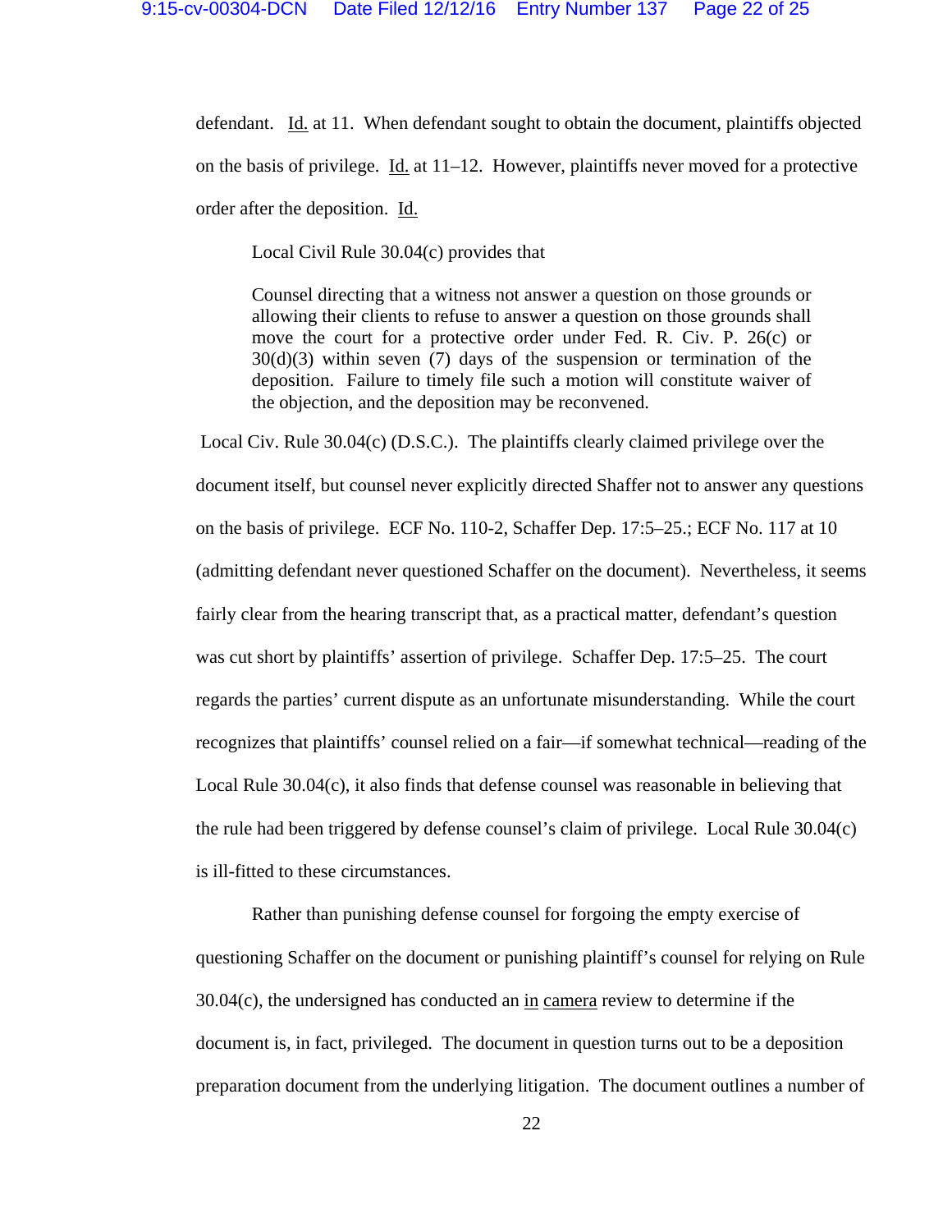defendant. Id. at 11. When defendant sought to obtain the document, plaintiffs objected on the basis of privilege. Id. at 11–12. However, plaintiffs never moved for a protective order after the deposition. Id.

Local Civil Rule 30.04(c) provides that

> Counsel directing that a witness not answer a question on those grounds or allowing their clients to refuse to answer a question on those grounds shall move the court for a protective order under Fed. R. Civ. P. 26(c) or 30(d)(3) within seven (7) days of the suspension or termination of the deposition. Failure to timely file such a motion will constitute waiver of the objection, and the deposition may be reconvened.

Local Civ. Rule 30.04(c) (D.S.C.). The plaintiffs clearly claimed privilege over the document itself, but counsel never explicitly directed Shaffer not to answer any questions on the basis of privilege. ECF No. 110-2, Schaffer Dep. 17:5–25.; ECF No. 117 at 10 (admitting defendant never questioned Schaffer on the document). Nevertheless, it seems fairly clear from the hearing transcript that, as a practical matter, defendant's question was cut short by plaintiffs' assertion of privilege. Schaffer Dep. 17:5–25. The court regards the parties' current dispute as an unfortunate misunderstanding. While the court recognizes that plaintiffs' counsel relied on a fair—if somewhat technical—reading of the Local Rule 30.04(c), it also finds that defense counsel was reasonable in believing that the rule had been triggered by defense counsel's claim of privilege. Local Rule 30.04(c) is ill-fitted to these circumstances.

Rather than punishing defense counsel for forgoing the empty exercise of questioning Schaffer on the document or punishing plaintiff's counsel for relying on Rule 30.04(c), the undersigned has conducted an in camera review to determine if the document is, in fact, privileged. The document in question turns out to be a deposition preparation document from the underlying litigation. The document outlines a number of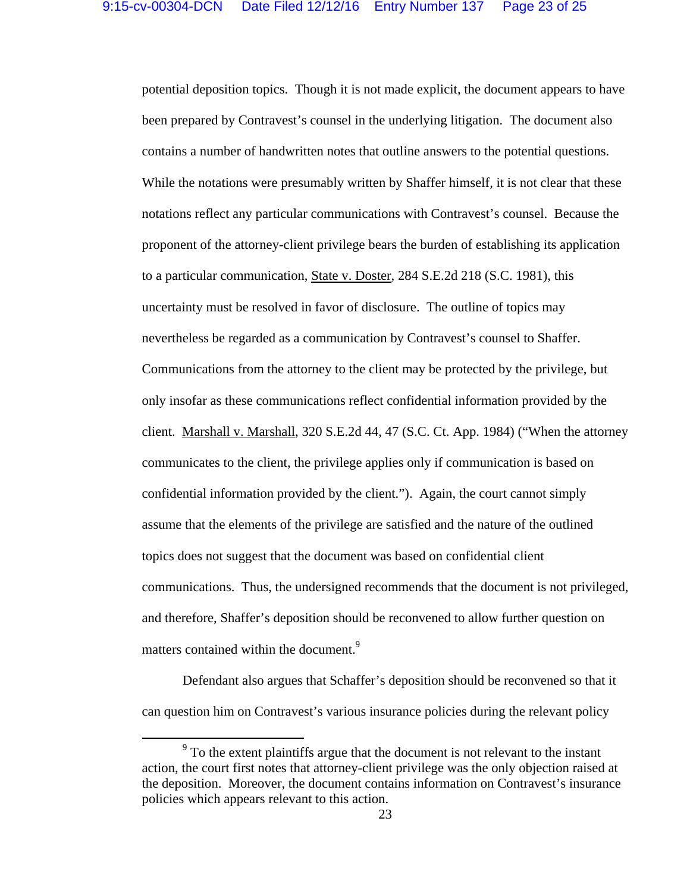potential deposition topics. Though it is not made explicit, the document appears to have been prepared by Contravest's counsel in the underlying litigation. The document also contains a number of handwritten notes that outline answers to the potential questions. While the notations were presumably written by Shaffer himself, it is not clear that these notations reflect any particular communications with Contravest's counsel. Because the proponent of the attorney-client privilege bears the burden of establishing its application to a particular communication, State v. Doster, 284 S.E.2d 218 (S.C. 1981), this uncertainty must be resolved in favor of disclosure. The outline of topics may nevertheless be regarded as a communication by Contravest's counsel to Shaffer. Communications from the attorney to the client may be protected by the privilege, but only insofar as these communications reflect confidential information provided by the client. Marshall v. Marshall, 320 S.E.2d 44, 47 (S.C. Ct. App. 1984) ("When the attorney communicates to the client, the privilege applies only if communication is based on confidential information provided by the client."). Again, the court cannot simply assume that the elements of the privilege are satisfied and the nature of the outlined topics does not suggest that the document was based on confidential client communications. Thus, the undersigned recommends that the document is not privileged, and therefore, Shaffer's deposition should be reconvened to allow further question on matters contained within the document.[9]

Defendant also argues that Schaffer's deposition should be reconvened so that it can question him on Contravest's various insurance policies during the relevant policy

[9] To the extent plaintiffs argue that the document is not relevant to the instant action, the court first notes that attorney-client privilege was the only objection raised at the deposition. Moreover, the document contains information on Contravest's insurance policies which appears relevant to this action.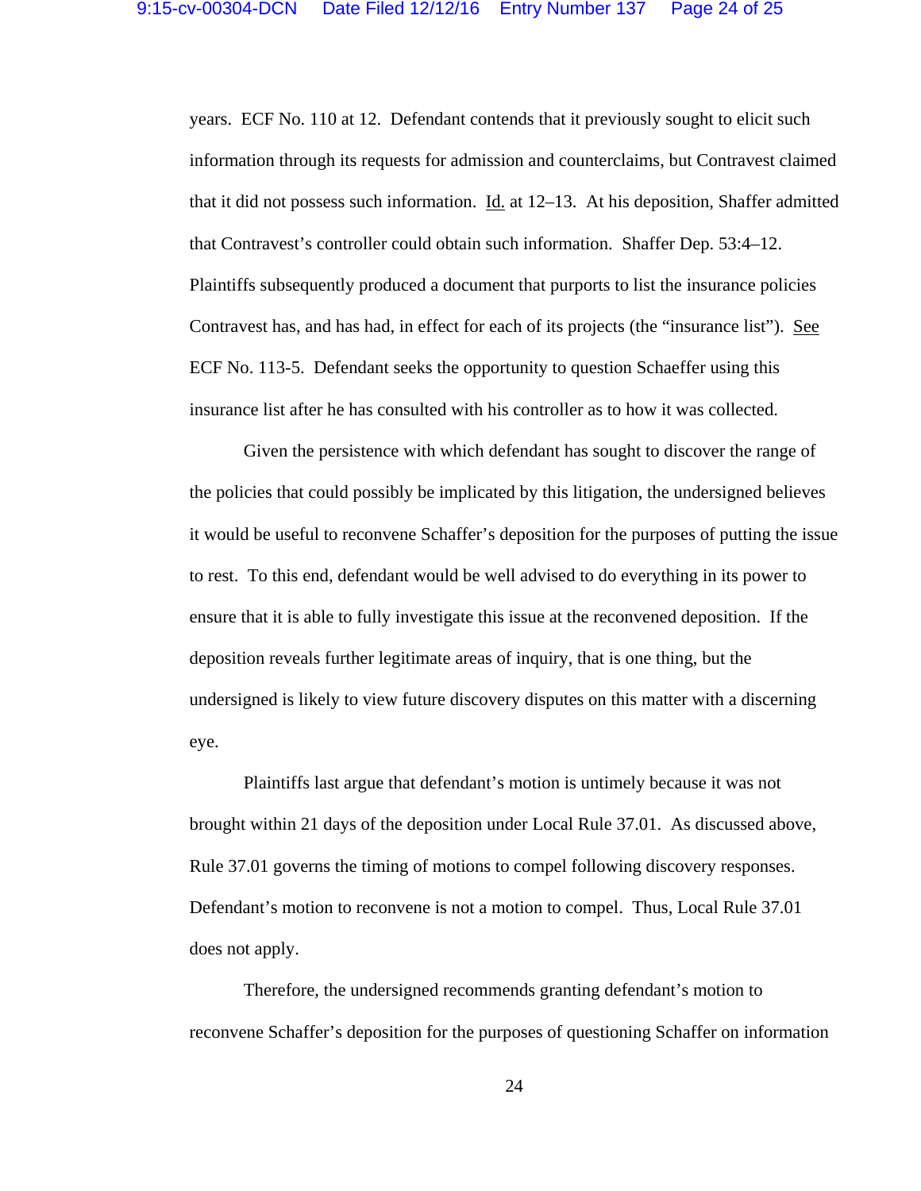years. ECF No. 110 at 12. Defendant contends that it previously sought to elicit such information through its requests for admission and counterclaims, but Contravest claimed that it did not possess such information. Id. at 12–13. At his deposition, Shaffer admitted that Contravest's controller could obtain such information. Shaffer Dep. 53:4–12. Plaintiffs subsequently produced a document that purports to list the insurance policies Contravest has, and has had, in effect for each of its projects (the "insurance list"). See ECF No. 113-5. Defendant seeks the opportunity to question Schaeffer using this insurance list after he has consulted with his controller as to how it was collected.

Given the persistence with which defendant has sought to discover the range of the policies that could possibly be implicated by this litigation, the undersigned believes it would be useful to reconvene Schaffer's deposition for the purposes of putting the issue to rest. To this end, defendant would be well advised to do everything in its power to ensure that it is able to fully investigate this issue at the reconvened deposition. If the deposition reveals further legitimate areas of inquiry, that is one thing, but the undersigned is likely to view future discovery disputes on this matter with a discerning eye.

Plaintiffs last argue that defendant's motion is untimely because it was not brought within 21 days of the deposition under Local Rule 37.01. As discussed above, Rule 37.01 governs the timing of motions to compel following discovery responses. Defendant's motion to reconvene is not a motion to compel. Thus, Local Rule 37.01 does not apply.

Therefore, the undersigned recommends granting defendant's motion to reconvene Schaffer's deposition for the purposes of questioning Schaffer on information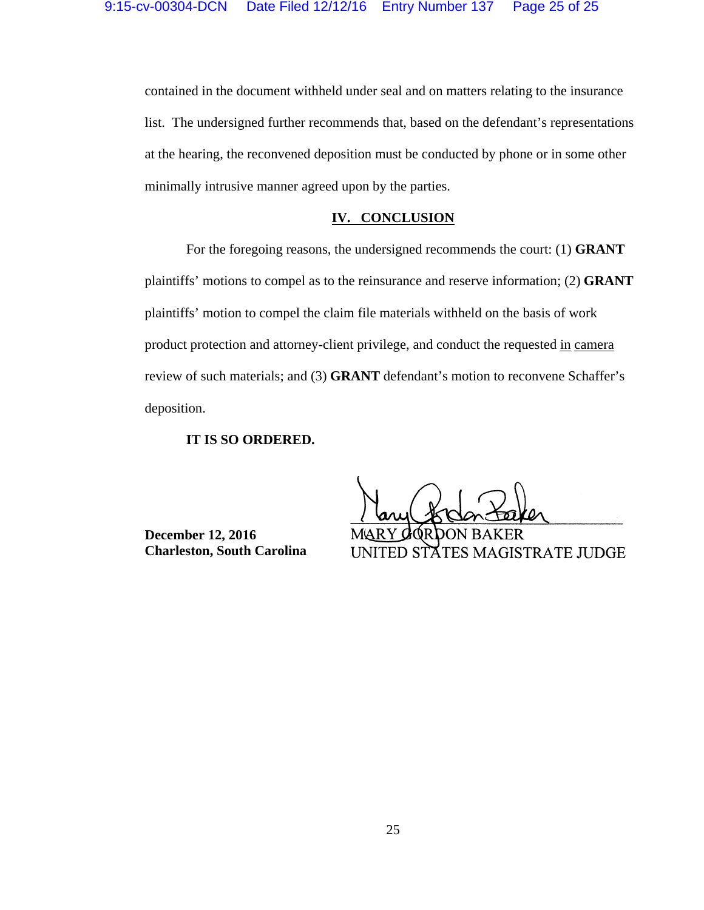contained in the document withheld under seal and on matters relating to the insurance list. The undersigned further recommends that, based on the defendant's representations at the hearing, the reconvened deposition must be conducted by phone or in some other minimally intrusive manner agreed upon by the parties.

## IV. CONCLUSION

For the foregoing reasons, the undersigned recommends the court: (1) **GRANT** plaintiffs' motions to compel as to the reinsurance and reserve information; (2) **GRANT** plaintiffs' motion to compel the claim file materials withheld on the basis of work product protection and attorney-client privilege, and conduct the requested in camera review of such materials; and (3) **GRANT** defendant's motion to reconvene Schaffer's deposition.

**IT IS SO ORDERED.**

MARY GORDON BAKER
UNITED STATES MAGISTRATE JUDGE

**December 12, 2016**
**Charleston, South Carolina**